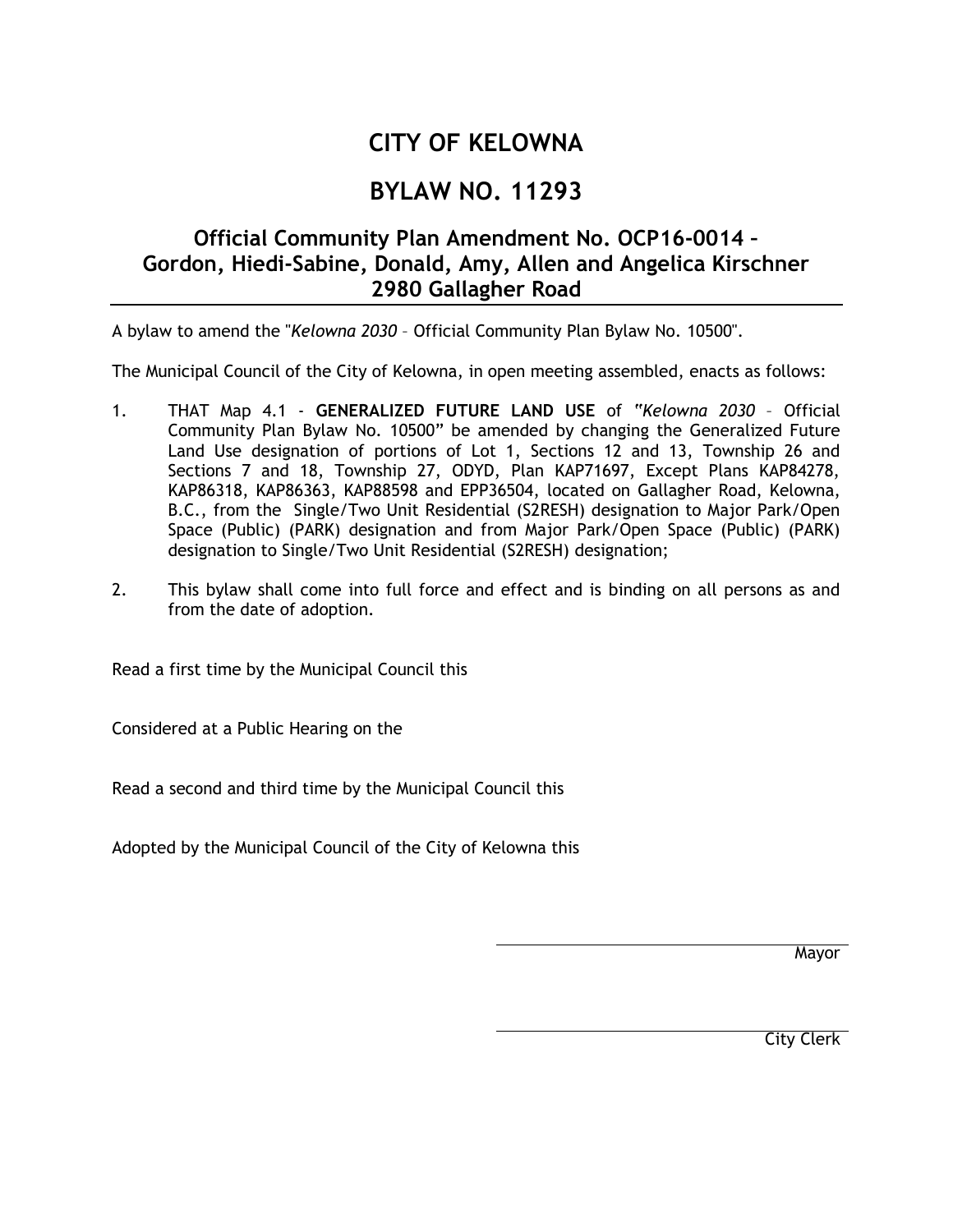# CITY OF KELOWNA

# BYLAW NO. 11293

## Official Community Plan Amendment No. OCP16-0014 – Gordon, Hiedi-Sabine, Donald, Amy, Allen and Angelica Kirschner 2980 Gallagher Road

A bylaw to amend the "*Kelowna 2030* – Official Community Plan Bylaw No. 10500".

The Municipal Council of the City of Kelowna, in open meeting assembled, enacts as follows:

1. THAT Map 4.1 - **GENERALIZED FUTURE LAND USE** of "*Kelowna 2030* – Official Community Plan Bylaw No. 10500" be amended by changing the Generalized Future Land Use designation of portions of Lot 1, Sections 12 and 13, Township 26 and Sections 7 and 18, Township 27, ODYD, Plan KAP71697, Except Plans KAP84278, KAP86318, KAP86363, KAP88598 and EPP36504, located on Gallagher Road, Kelowna, B.C., from the Single/Two Unit Residential (S2RESH) designation to Major Park/Open Space (Public) (PARK) designation and from Major Park/Open Space (Public) (PARK) designation to Single/Two Unit Residential (S2RESH) designation;

2. This bylaw shall come into full force and effect and is binding on all persons as and from the date of adoption.

Read a first time by the Municipal Council this

Considered at a Public Hearing on the

Read a second and third time by the Municipal Council this

Adopted by the Municipal Council of the City of Kelowna this

Mayor

City Clerk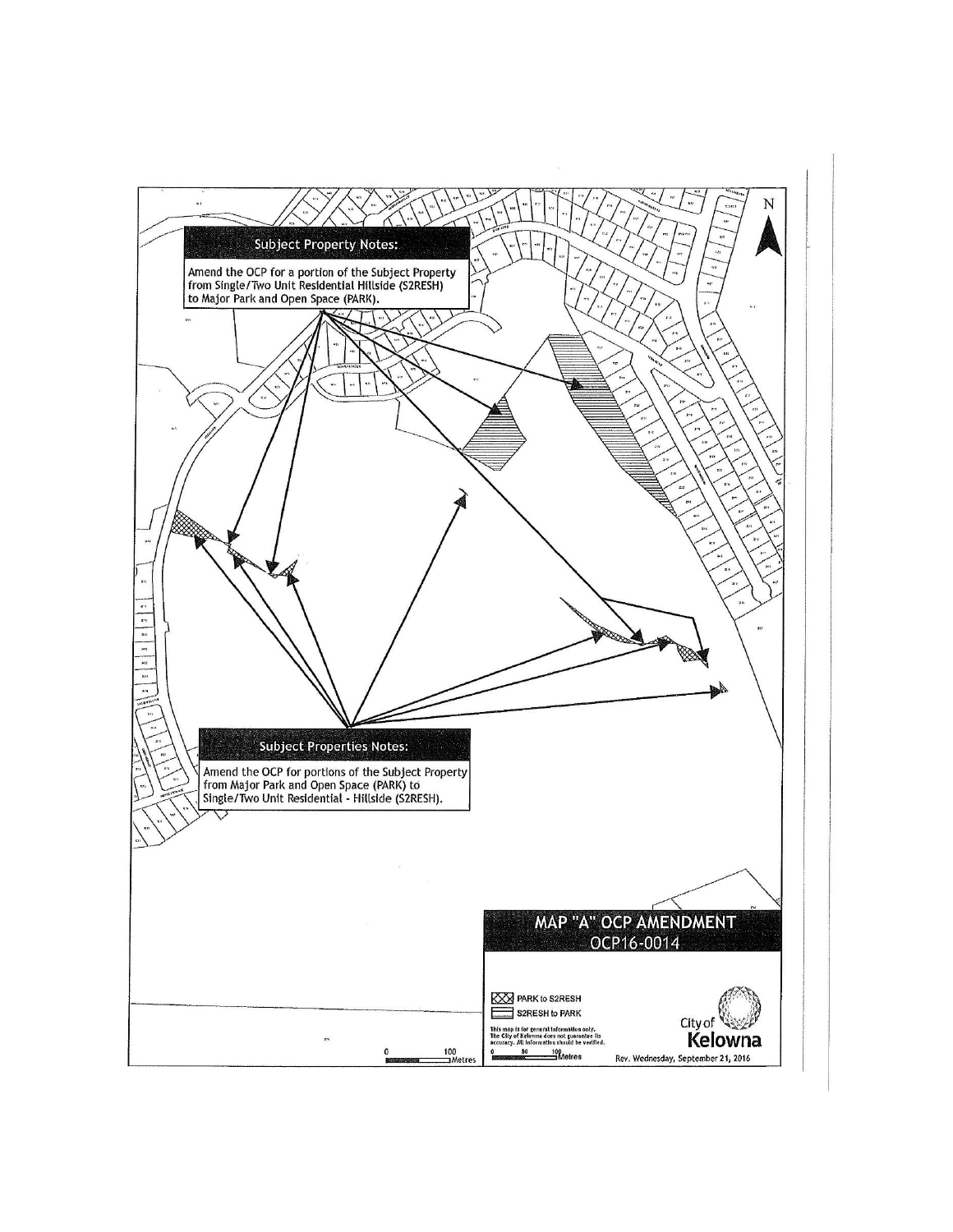**Subject Property Notes:**

Amend the OCP for a portion of the Subject Property from Single/Two Unit Residential Hillside (S2RESH) to Major Park and Open Space (PARK).

**Subject Properties Notes:**

Amend the OCP for portions of the Subject Property from Major Park and Open Space (PARK) to Single/Two Unit Residential - Hillside (S2RESH).

N

0 100 Metres

# MAP "A" OCP AMENDMENT

## OCP16-0014

PARK to S2RESH

S2RESH to PARK

This map is for general information only. The City of Kelowna does not guarantee its accuracy. All information should be verified.

0 50 100 Metres

City of Kelowna

Rev. Wednesday, September 21, 2016